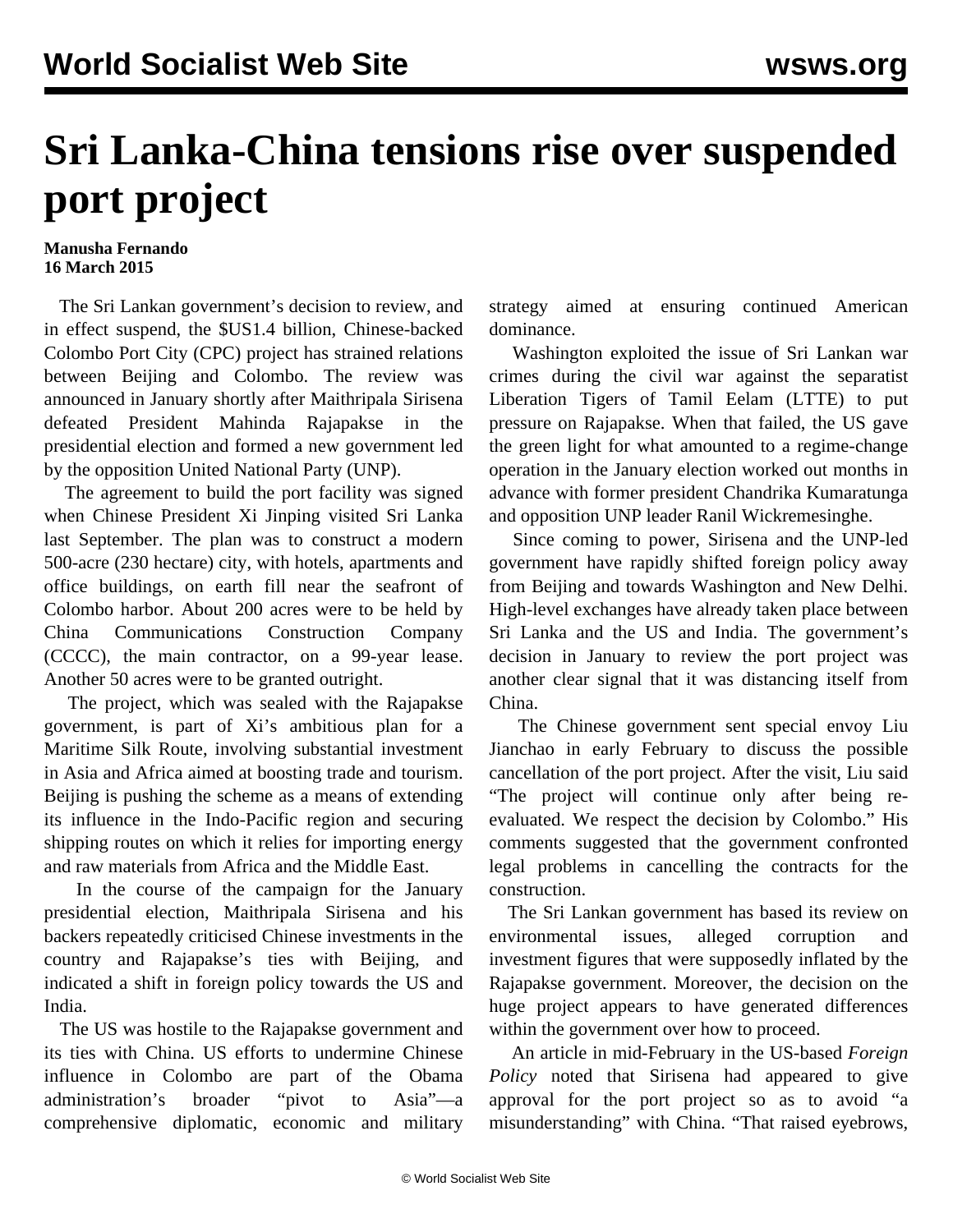# Sri Lanka-China tensions rise over suspended port project

**Manusha Fernando**
**16 March 2015**

The Sri Lankan government's decision to review, and in effect suspend, the $US1.4 billion, Chinese-backed Colombo Port City (CPC) project has strained relations between Beijing and Colombo. The review was announced in January shortly after Maithripala Sirisena defeated President Mahinda Rajapakse in the presidential election and formed a new government led by the opposition United National Party (UNP).

The agreement to build the port facility was signed when Chinese President Xi Jinping visited Sri Lanka last September. The plan was to construct a modern 500-acre (230 hectare) city, with hotels, apartments and office buildings, on earth fill near the seafront of Colombo harbor. About 200 acres were to be held by China Communications Construction Company (CCCC), the main contractor, on a 99-year lease. Another 50 acres were to be granted outright.

The project, which was sealed with the Rajapakse government, is part of Xi's ambitious plan for a Maritime Silk Route, involving substantial investment in Asia and Africa aimed at boosting trade and tourism. Beijing is pushing the scheme as a means of extending its influence in the Indo-Pacific region and securing shipping routes on which it relies for importing energy and raw materials from Africa and the Middle East.

In the course of the campaign for the January presidential election, Maithripala Sirisena and his backers repeatedly criticised Chinese investments in the country and Rajapakse's ties with Beijing, and indicated a shift in foreign policy towards the US and India.

The US was hostile to the Rajapakse government and its ties with China. US efforts to undermine Chinese influence in Colombo are part of the Obama administration's broader "pivot to Asia"—a comprehensive diplomatic, economic and military strategy aimed at ensuring continued American dominance.

Washington exploited the issue of Sri Lankan war crimes during the civil war against the separatist Liberation Tigers of Tamil Eelam (LTTE) to put pressure on Rajapakse. When that failed, the US gave the green light for what amounted to a regime-change operation in the January election worked out months in advance with former president Chandrika Kumaratunga and opposition UNP leader Ranil Wickremesinghe.

Since coming to power, Sirisena and the UNP-led government have rapidly shifted foreign policy away from Beijing and towards Washington and New Delhi. High-level exchanges have already taken place between Sri Lanka and the US and India. The government's decision in January to review the port project was another clear signal that it was distancing itself from China.

The Chinese government sent special envoy Liu Jianchao in early February to discuss the possible cancellation of the port project. After the visit, Liu said "The project will continue only after being re-evaluated. We respect the decision by Colombo." His comments suggested that the government confronted legal problems in cancelling the contracts for the construction.

The Sri Lankan government has based its review on environmental issues, alleged corruption and investment figures that were supposedly inflated by the Rajapakse government. Moreover, the decision on the huge project appears to have generated differences within the government over how to proceed.

An article in mid-February in the US-based *Foreign Policy* noted that Sirisena had appeared to give approval for the port project so as to avoid "a misunderstanding" with China. "That raised eyebrows,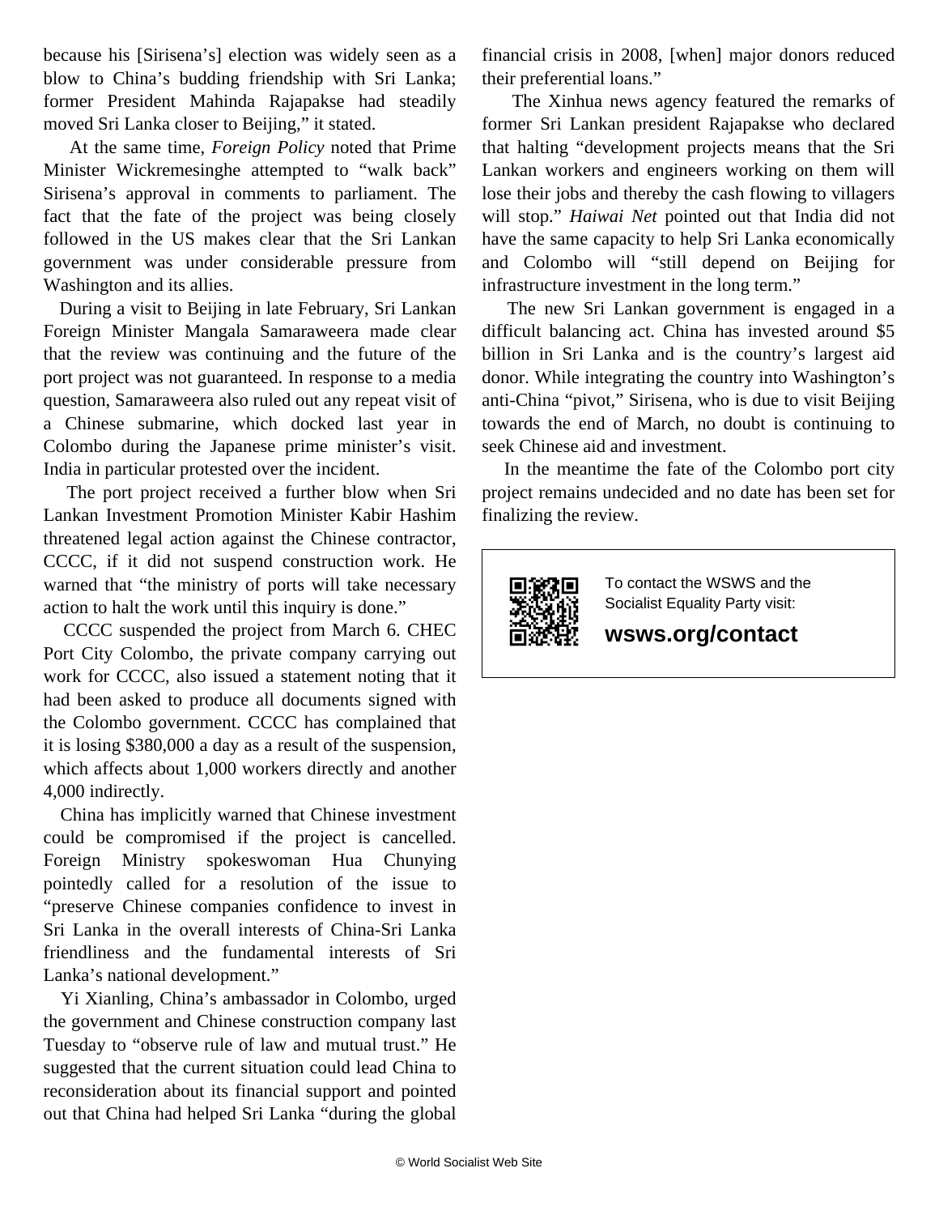because his [Sirisena's] election was widely seen as a blow to China's budding friendship with Sri Lanka; former President Mahinda Rajapakse had steadily moved Sri Lanka closer to Beijing," it stated.

At the same time, *Foreign Policy* noted that Prime Minister Wickremesinghe attempted to "walk back" Sirisena's approval in comments to parliament. The fact that the fate of the project was being closely followed in the US makes clear that the Sri Lankan government was under considerable pressure from Washington and its allies.

During a visit to Beijing in late February, Sri Lankan Foreign Minister Mangala Samaraweera made clear that the review was continuing and the future of the port project was not guaranteed. In response to a media question, Samaraweera also ruled out any repeat visit of a Chinese submarine, which docked last year in Colombo during the Japanese prime minister's visit. India in particular protested over the incident.

The port project received a further blow when Sri Lankan Investment Promotion Minister Kabir Hashim threatened legal action against the Chinese contractor, CCCC, if it did not suspend construction work. He warned that "the ministry of ports will take necessary action to halt the work until this inquiry is done."

CCCC suspended the project from March 6. CHEC Port City Colombo, the private company carrying out work for CCCC, also issued a statement noting that it had been asked to produce all documents signed with the Colombo government. CCCC has complained that it is losing $380,000 a day as a result of the suspension, which affects about 1,000 workers directly and another 4,000 indirectly.

China has implicitly warned that Chinese investment could be compromised if the project is cancelled. Foreign Ministry spokeswoman Hua Chunying pointedly called for a resolution of the issue to "preserve Chinese companies confidence to invest in Sri Lanka in the overall interests of China-Sri Lanka friendliness and the fundamental interests of Sri Lanka's national development."

Yi Xianling, China's ambassador in Colombo, urged the government and Chinese construction company last Tuesday to "observe rule of law and mutual trust." He suggested that the current situation could lead China to reconsideration about its financial support and pointed out that China had helped Sri Lanka "during the global financial crisis in 2008, [when] major donors reduced their preferential loans."

The Xinhua news agency featured the remarks of former Sri Lankan president Rajapakse who declared that halting "development projects means that the Sri Lankan workers and engineers working on them will lose their jobs and thereby the cash flowing to villagers will stop." *Haiwai Net* pointed out that India did not have the same capacity to help Sri Lanka economically and Colombo will "still depend on Beijing for infrastructure investment in the long term."

The new Sri Lankan government is engaged in a difficult balancing act. China has invested around $5 billion in Sri Lanka and is the country's largest aid donor. While integrating the country into Washington's anti-China "pivot," Sirisena, who is due to visit Beijing towards the end of March, no doubt is continuing to seek Chinese aid and investment.

In the meantime the fate of the Colombo port city project remains undecided and no date has been set for finalizing the review.

To contact the WSWS and the Socialist Equality Party visit:

**wsws.org/contact**